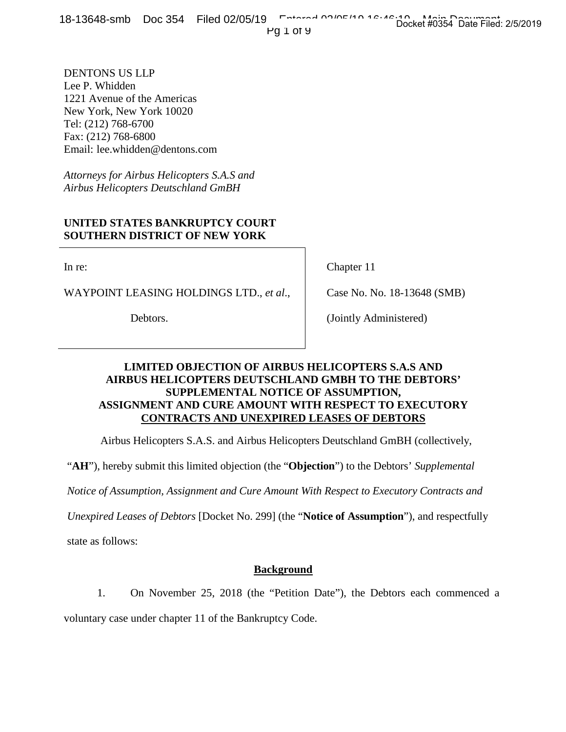DENTONS US LLP
Lee P. Whidden
1221 Avenue of the Americas
New York, New York 10020
Tel: (212) 768-6700
Fax: (212) 768-6800
Email: lee.whidden@dentons.com

*Attorneys for Airbus Helicopters S.A.S and Airbus Helicopters Deutschland GmBH*

**UNITED STATES BANKRUPTCY COURT**
**SOUTHERN DISTRICT OF NEW YORK**

| | |
|---|---|
| In re: | Chapter 11 |
| WAYPOINT LEASING HOLDINGS LTD., *et al*., | Case No. No. 18-13648 (SMB) |
| Debtors. | (Jointly Administered) |

**LIMITED OBJECTION OF AIRBUS HELICOPTERS S.A.S AND AIRBUS HELICOPTERS DEUTSCHLAND GMBH TO THE DEBTORS' SUPPLEMENTAL NOTICE OF ASSUMPTION, ASSIGNMENT AND CURE AMOUNT WITH RESPECT TO EXECUTORY CONTRACTS AND UNEXPIRED LEASES OF DEBTORS**

Airbus Helicopters S.A.S. and Airbus Helicopters Deutschland GmBH (collectively, "**AH**"), hereby submit this limited objection (the "**Objection**") to the Debtors' *Supplemental Notice of Assumption, Assignment and Cure Amount With Respect to Executory Contracts and Unexpired Leases of Debtors* [Docket No. 299] (the "**Notice of Assumption**"), and respectfully state as follows:

**Background**

1. On November 25, 2018 (the "Petition Date"), the Debtors each commenced a voluntary case under chapter 11 of the Bankruptcy Code.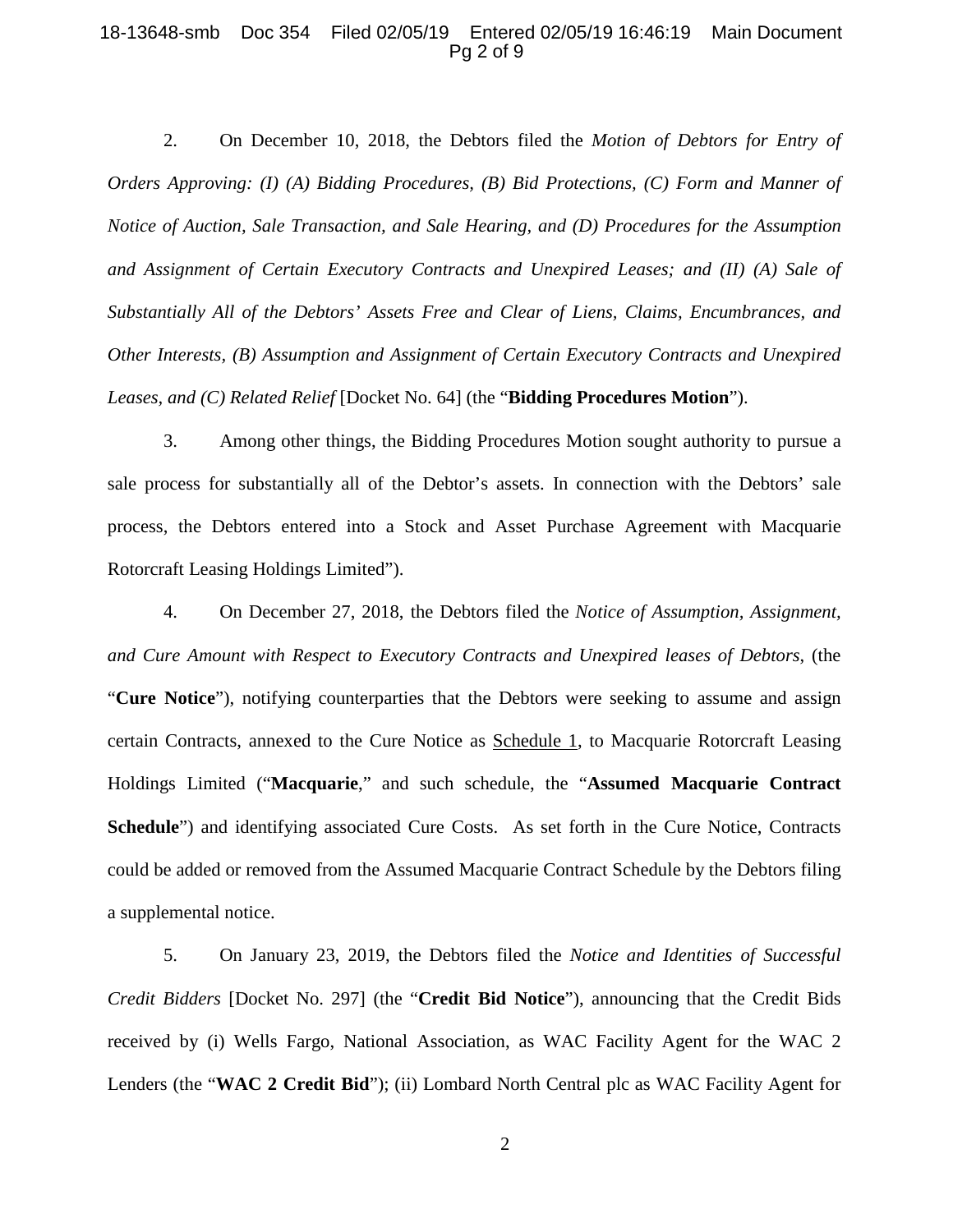2. On December 10, 2018, the Debtors filed the *Motion of Debtors for Entry of Orders Approving: (I) (A) Bidding Procedures, (B) Bid Protections, (C) Form and Manner of Notice of Auction, Sale Transaction, and Sale Hearing, and (D) Procedures for the Assumption and Assignment of Certain Executory Contracts and Unexpired Leases; and (II) (A) Sale of Substantially All of the Debtors' Assets Free and Clear of Liens, Claims, Encumbrances, and Other Interests, (B) Assumption and Assignment of Certain Executory Contracts and Unexpired Leases, and (C) Related Relief* [Docket No. 64] (the "**Bidding Procedures Motion**").

3. Among other things, the Bidding Procedures Motion sought authority to pursue a sale process for substantially all of the Debtor's assets. In connection with the Debtors' sale process, the Debtors entered into a Stock and Asset Purchase Agreement with Macquarie Rotorcraft Leasing Holdings Limited").

4. On December 27, 2018, the Debtors filed the *Notice of Assumption, Assignment, and Cure Amount with Respect to Executory Contracts and Unexpired leases of Debtors*, (the "**Cure Notice**"), notifying counterparties that the Debtors were seeking to assume and assign certain Contracts, annexed to the Cure Notice as Schedule 1, to Macquarie Rotorcraft Leasing Holdings Limited ("**Macquarie**," and such schedule, the "**Assumed Macquarie Contract Schedule**") and identifying associated Cure Costs. As set forth in the Cure Notice, Contracts could be added or removed from the Assumed Macquarie Contract Schedule by the Debtors filing a supplemental notice.

5. On January 23, 2019, the Debtors filed the *Notice and Identities of Successful Credit Bidders* [Docket No. 297] (the "**Credit Bid Notice**"), announcing that the Credit Bids received by (i) Wells Fargo, National Association, as WAC Facility Agent for the WAC 2 Lenders (the "**WAC 2 Credit Bid**"); (ii) Lombard North Central plc as WAC Facility Agent for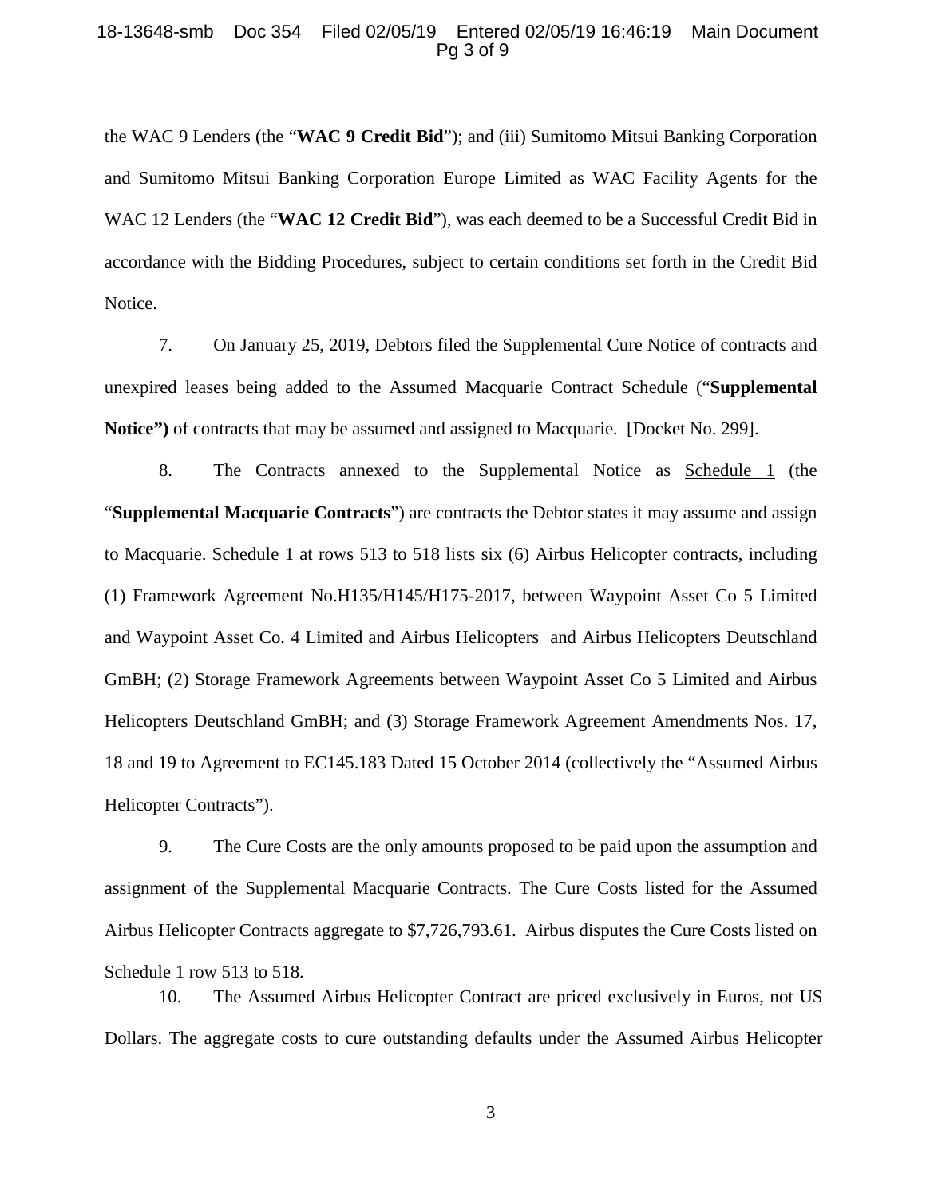the WAC 9 Lenders (the "**WAC 9 Credit Bid**"); and (iii) Sumitomo Mitsui Banking Corporation and Sumitomo Mitsui Banking Corporation Europe Limited as WAC Facility Agents for the WAC 12 Lenders (the "**WAC 12 Credit Bid**"), was each deemed to be a Successful Credit Bid in accordance with the Bidding Procedures, subject to certain conditions set forth in the Credit Bid Notice.

7. On January 25, 2019, Debtors filed the Supplemental Cure Notice of contracts and unexpired leases being added to the Assumed Macquarie Contract Schedule ("**Supplemental Notice")** of contracts that may be assumed and assigned to Macquarie. [Docket No. 299].

8. The Contracts annexed to the Supplemental Notice as Schedule 1 (the "**Supplemental Macquarie Contracts**") are contracts the Debtor states it may assume and assign to Macquarie. Schedule 1 at rows 513 to 518 lists six (6) Airbus Helicopter contracts, including (1) Framework Agreement No.H135/H145/H175-2017, between Waypoint Asset Co 5 Limited and Waypoint Asset Co. 4 Limited and Airbus Helicopters and Airbus Helicopters Deutschland GmBH; (2) Storage Framework Agreements between Waypoint Asset Co 5 Limited and Airbus Helicopters Deutschland GmBH; and (3) Storage Framework Agreement Amendments Nos. 17, 18 and 19 to Agreement to EC145.183 Dated 15 October 2014 (collectively the "Assumed Airbus Helicopter Contracts").

9. The Cure Costs are the only amounts proposed to be paid upon the assumption and assignment of the Supplemental Macquarie Contracts. The Cure Costs listed for the Assumed Airbus Helicopter Contracts aggregate to $7,726,793.61. Airbus disputes the Cure Costs listed on Schedule 1 row 513 to 518.

10. The Assumed Airbus Helicopter Contract are priced exclusively in Euros, not US Dollars. The aggregate costs to cure outstanding defaults under the Assumed Airbus Helicopter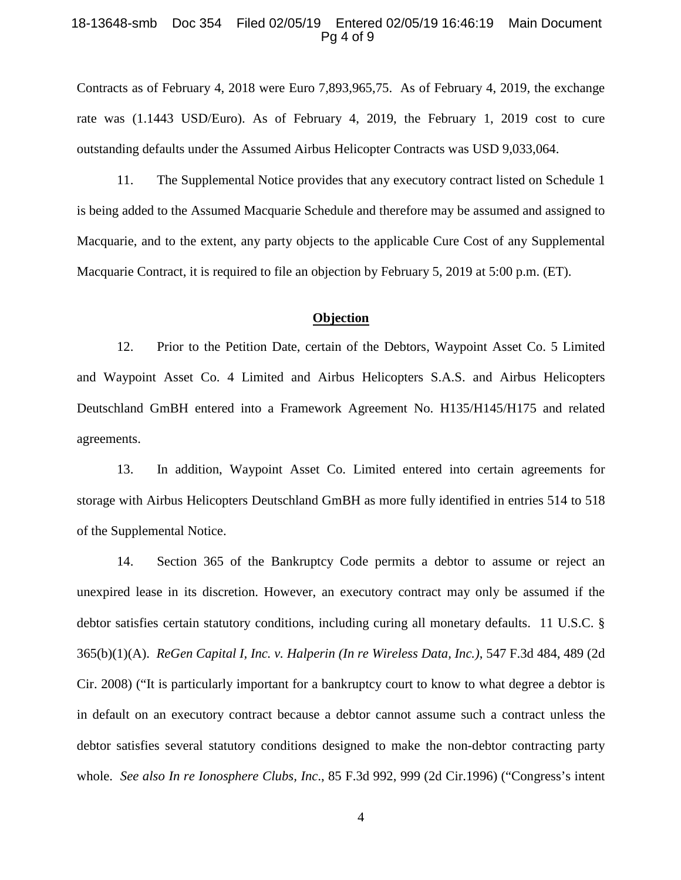Contracts as of February 4, 2018 were Euro 7,893,965,75. As of February 4, 2019, the exchange rate was (1.1443 USD/Euro). As of February 4, 2019, the February 1, 2019 cost to cure outstanding defaults under the Assumed Airbus Helicopter Contracts was USD 9,033,064.

11. The Supplemental Notice provides that any executory contract listed on Schedule 1 is being added to the Assumed Macquarie Schedule and therefore may be assumed and assigned to Macquarie, and to the extent, any party objects to the applicable Cure Cost of any Supplemental Macquarie Contract, it is required to file an objection by February 5, 2019 at 5:00 p.m. (ET).

## **Objection**

12. Prior to the Petition Date, certain of the Debtors, Waypoint Asset Co. 5 Limited and Waypoint Asset Co. 4 Limited and Airbus Helicopters S.A.S. and Airbus Helicopters Deutschland GmBH entered into a Framework Agreement No. H135/H145/H175 and related agreements.

13. In addition, Waypoint Asset Co. Limited entered into certain agreements for storage with Airbus Helicopters Deutschland GmBH as more fully identified in entries 514 to 518 of the Supplemental Notice.

14. Section 365 of the Bankruptcy Code permits a debtor to assume or reject an unexpired lease in its discretion. However, an executory contract may only be assumed if the debtor satisfies certain statutory conditions, including curing all monetary defaults. 11 U.S.C. § 365(b)(1)(A). *ReGen Capital I, Inc. v. Halperin (In re Wireless Data, Inc.)*, 547 F.3d 484, 489 (2d Cir. 2008) ("It is particularly important for a bankruptcy court to know to what degree a debtor is in default on an executory contract because a debtor cannot assume such a contract unless the debtor satisfies several statutory conditions designed to make the non-debtor contracting party whole. *See also In re Ionosphere Clubs, Inc*., 85 F.3d 992, 999 (2d Cir.1996) ("Congress's intent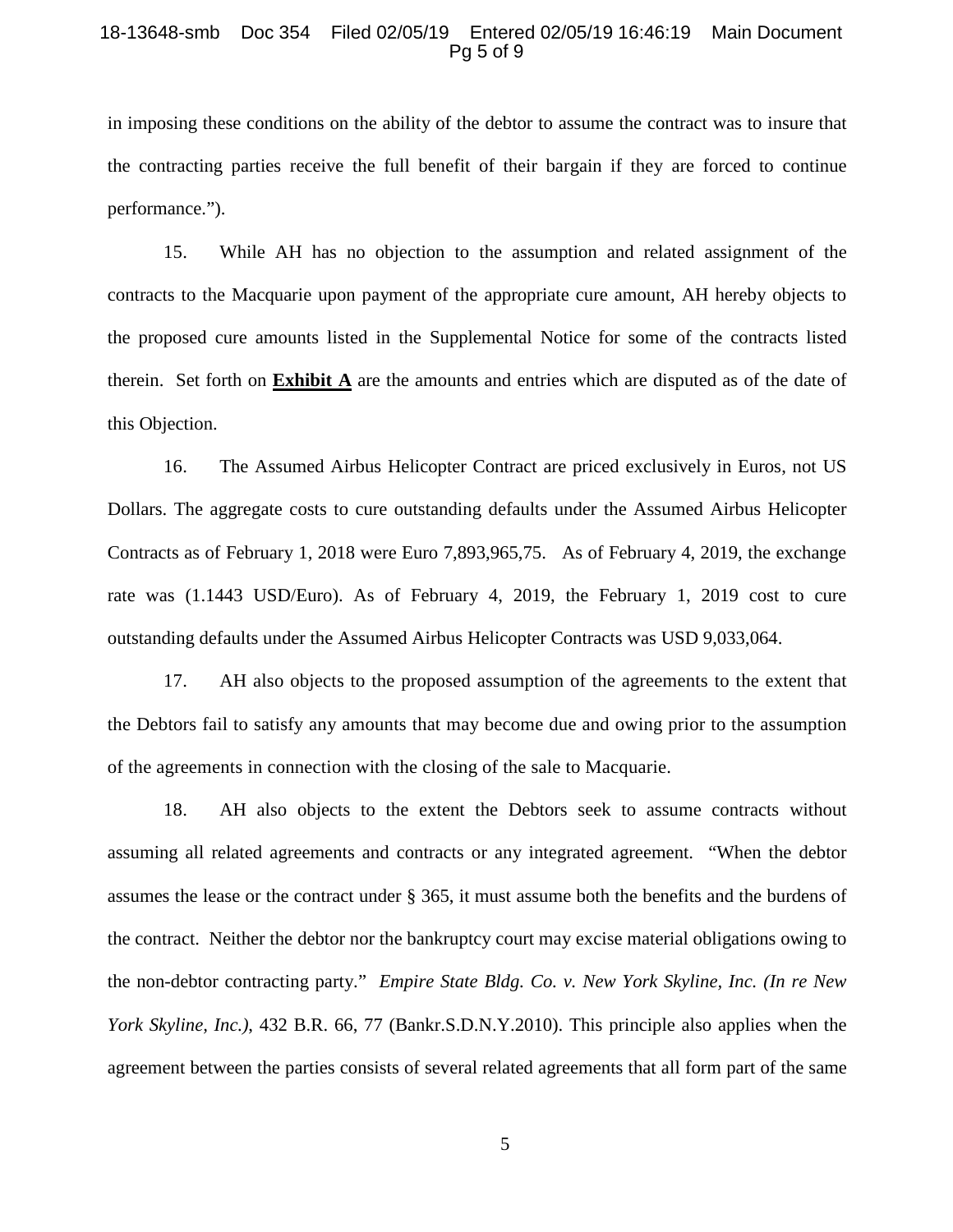in imposing these conditions on the ability of the debtor to assume the contract was to insure that the contracting parties receive the full benefit of their bargain if they are forced to continue performance.").

15. While AH has no objection to the assumption and related assignment of the contracts to the Macquarie upon payment of the appropriate cure amount, AH hereby objects to the proposed cure amounts listed in the Supplemental Notice for some of the contracts listed therein. Set forth on **Exhibit A** are the amounts and entries which are disputed as of the date of this Objection.

16. The Assumed Airbus Helicopter Contract are priced exclusively in Euros, not US Dollars. The aggregate costs to cure outstanding defaults under the Assumed Airbus Helicopter Contracts as of February 1, 2018 were Euro 7,893,965,75. As of February 4, 2019, the exchange rate was (1.1443 USD/Euro). As of February 4, 2019, the February 1, 2019 cost to cure outstanding defaults under the Assumed Airbus Helicopter Contracts was USD 9,033,064.

17. AH also objects to the proposed assumption of the agreements to the extent that the Debtors fail to satisfy any amounts that may become due and owing prior to the assumption of the agreements in connection with the closing of the sale to Macquarie.

18. AH also objects to the extent the Debtors seek to assume contracts without assuming all related agreements and contracts or any integrated agreement. "When the debtor assumes the lease or the contract under § 365, it must assume both the benefits and the burdens of the contract. Neither the debtor nor the bankruptcy court may excise material obligations owing to the non-debtor contracting party." *Empire State Bldg. Co. v. New York Skyline, Inc. (In re New York Skyline, Inc.)*, 432 B.R. 66, 77 (Bankr.S.D.N.Y.2010). This principle also applies when the agreement between the parties consists of several related agreements that all form part of the same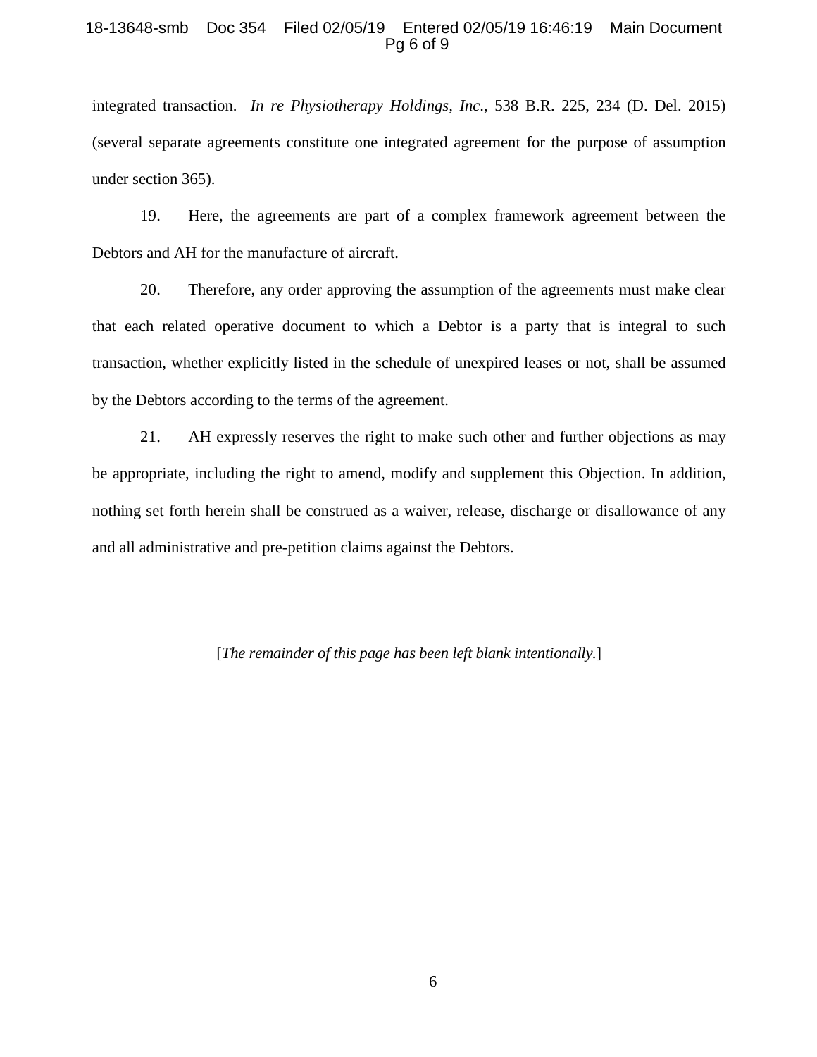integrated transaction. *In re Physiotherapy Holdings, Inc*., 538 B.R. 225, 234 (D. Del. 2015) (several separate agreements constitute one integrated agreement for the purpose of assumption under section 365).

19. Here, the agreements are part of a complex framework agreement between the Debtors and AH for the manufacture of aircraft.

20. Therefore, any order approving the assumption of the agreements must make clear that each related operative document to which a Debtor is a party that is integral to such transaction, whether explicitly listed in the schedule of unexpired leases or not, shall be assumed by the Debtors according to the terms of the agreement.

21. AH expressly reserves the right to make such other and further objections as may be appropriate, including the right to amend, modify and supplement this Objection. In addition, nothing set forth herein shall be construed as a waiver, release, discharge or disallowance of any and all administrative and pre-petition claims against the Debtors.

[*The remainder of this page has been left blank intentionally.*]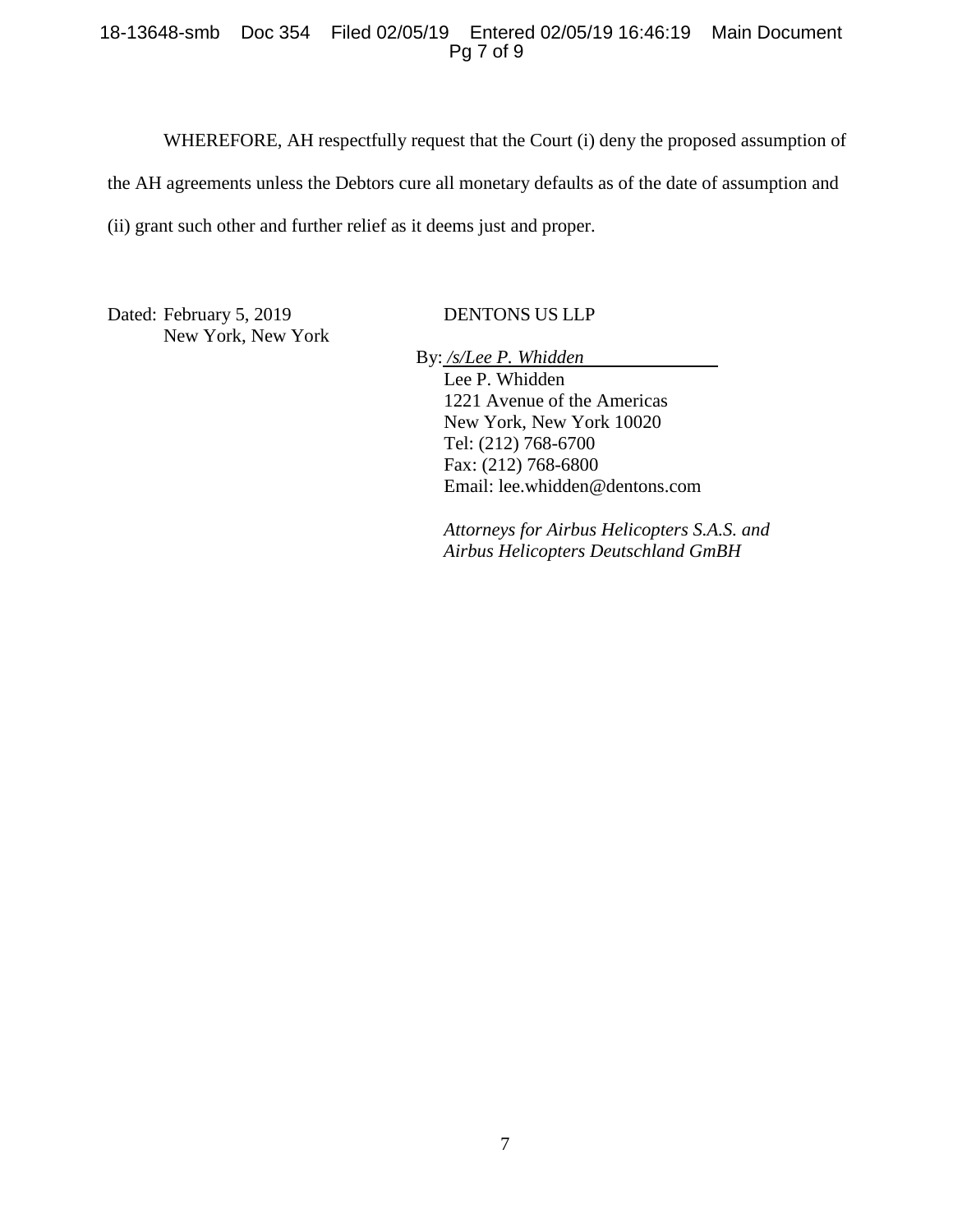WHEREFORE, AH respectfully request that the Court (i) deny the proposed assumption of the AH agreements unless the Debtors cure all monetary defaults as of the date of assumption and (ii) grant such other and further relief as it deems just and proper.

Dated: February 5, 2019
New York, New York

DENTONS US LLP

By: */s/Lee P. Whidden*
Lee P. Whidden
1221 Avenue of the Americas
New York, New York 10020
Tel: (212) 768-6700
Fax: (212) 768-6800
Email: lee.whidden@dentons.com

*Attorneys for Airbus Helicopters S.A.S. and Airbus Helicopters Deutschland GmBH*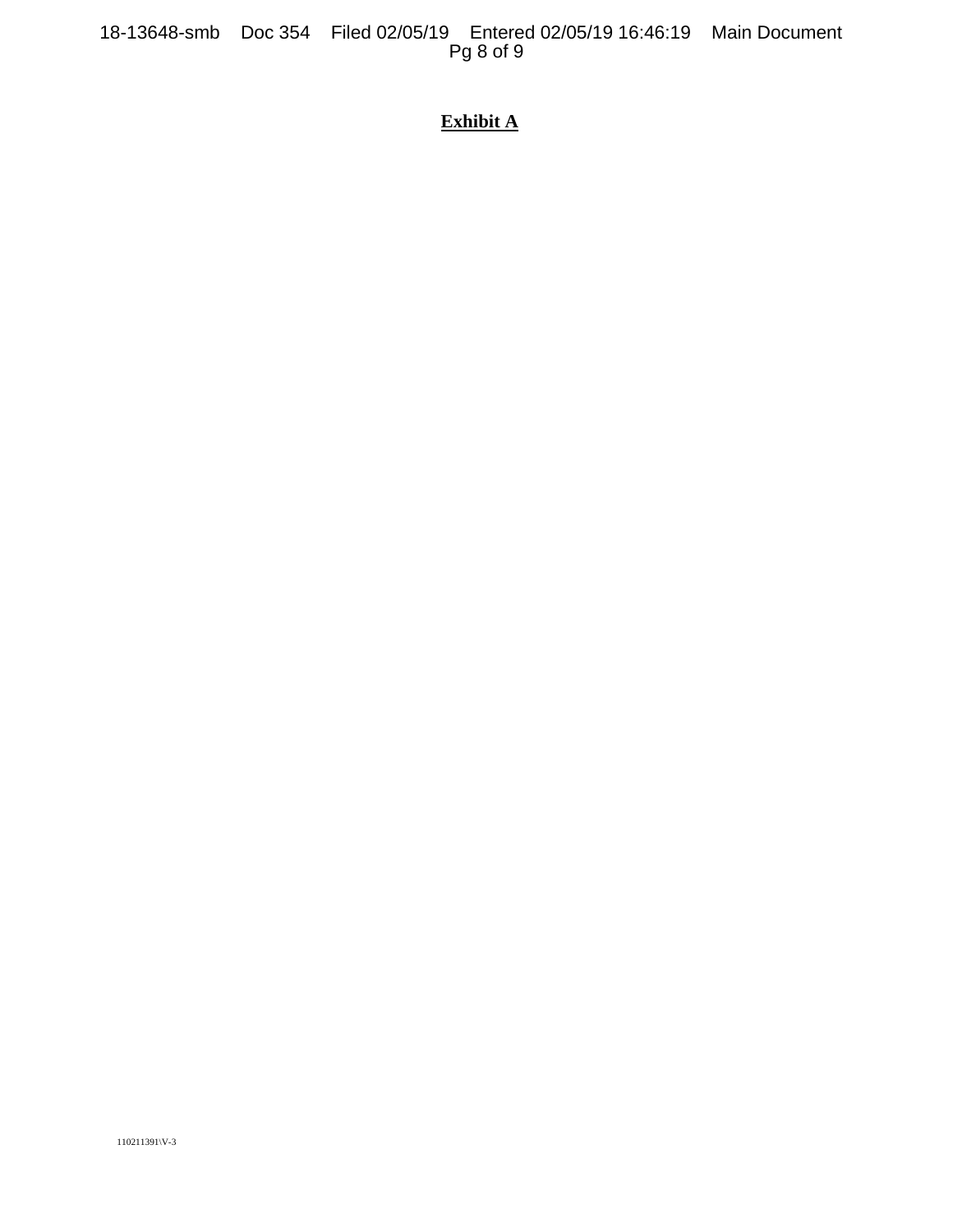**Exhibit A**

110211391\V-3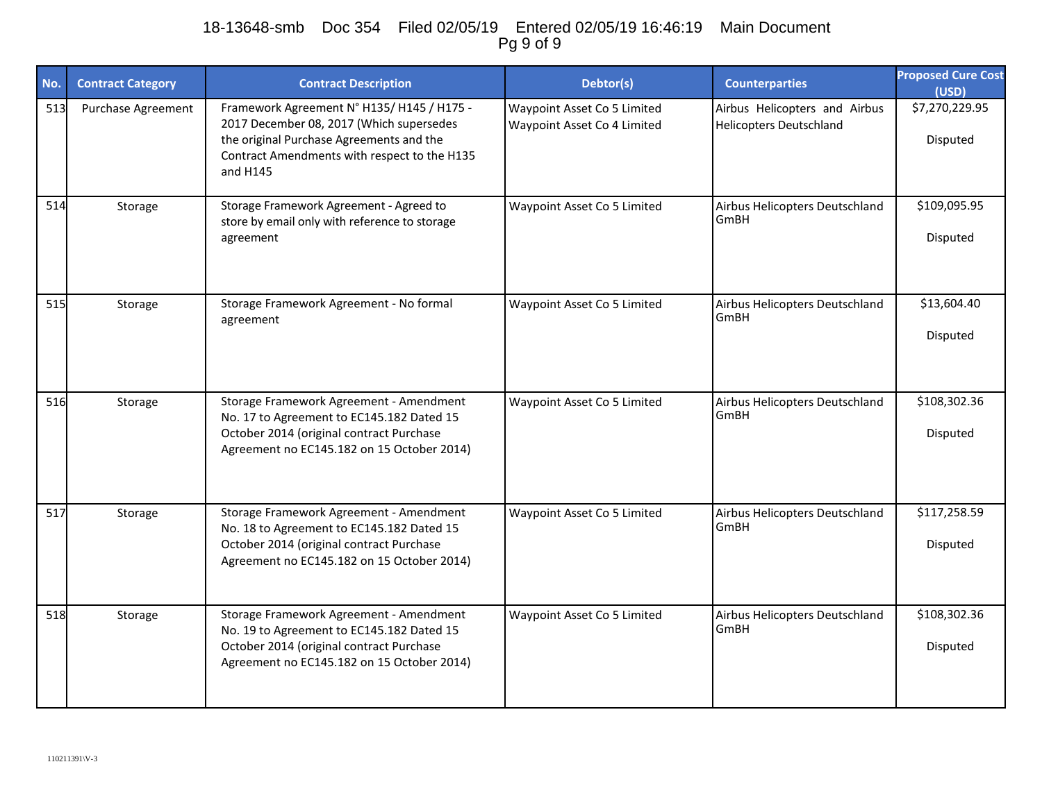| No. | Contract Category | Contract Description | Debtor(s) | Counterparties | Proposed Cure Cost (USD) |
|---|---|---|---|---|---|
| 513 | Purchase Agreement | Framework Agreement N° H135/ H145 / H175 - 2017 December 08, 2017 (Which supersedes the original Purchase Agreements and the Contract Amendments with respect to the H135 and H145 | Waypoint Asset Co 5 Limited Waypoint Asset Co 4 Limited | Airbus Helicopters and Airbus Helicopters Deutschland | $7,270,229.95 Disputed |
| 514 | Storage | Storage Framework Agreement - Agreed to store by email only with reference to storage agreement | Waypoint Asset Co 5 Limited | Airbus Helicopters Deutschland GmBH | $109,095.95 Disputed |
| 515 | Storage | Storage Framework Agreement - No formal agreement | Waypoint Asset Co 5 Limited | Airbus Helicopters Deutschland GmBH | $13,604.40 Disputed |
| 516 | Storage | Storage Framework Agreement - Amendment No. 17 to Agreement to EC145.182 Dated 15 October 2014 (original contract Purchase Agreement no EC145.182 on 15 October 2014) | Waypoint Asset Co 5 Limited | Airbus Helicopters Deutschland GmBH | $108,302.36 Disputed |
| 517 | Storage | Storage Framework Agreement - Amendment No. 18 to Agreement to EC145.182 Dated 15 October 2014 (original contract Purchase Agreement no EC145.182 on 15 October 2014) | Waypoint Asset Co 5 Limited | Airbus Helicopters Deutschland GmBH | $117,258.59 Disputed |
| 518 | Storage | Storage Framework Agreement - Amendment No. 19 to Agreement to EC145.182 Dated 15 October 2014 (original contract Purchase Agreement no EC145.182 on 15 October 2014) | Waypoint Asset Co 5 Limited | Airbus Helicopters Deutschland GmBH | $108,302.36 Disputed |

110211391\V-3